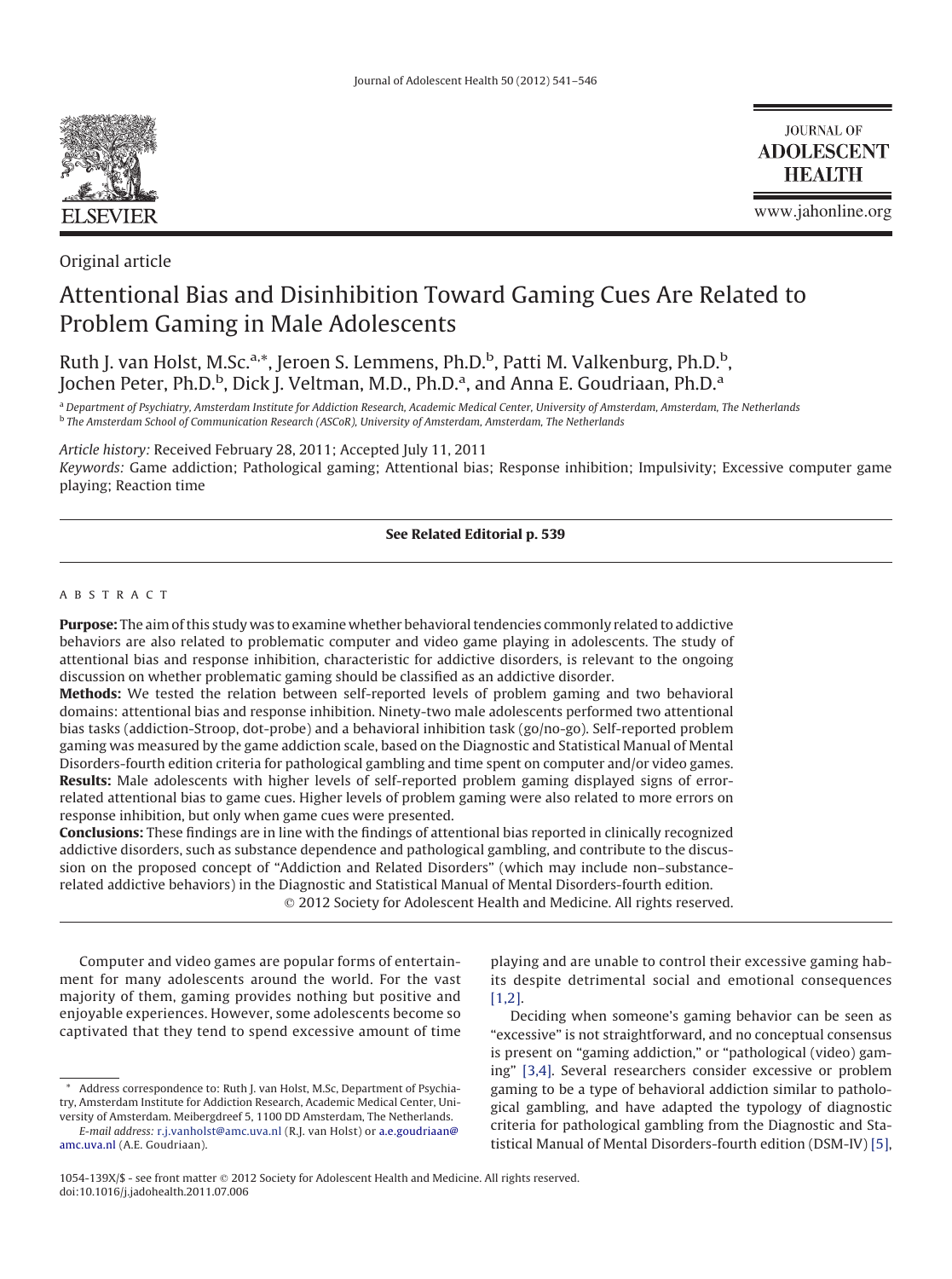Original article

# Attentional Bias and Disinhibition Toward Gaming Cues Are Related to Problem Gaming in Male Adolescents

Ruth J. van Holst, M.Sc.[a,*], Jeroen S. Lemmens, Ph.D.[b], Patti M. Valkenburg, Ph.D.[b], Jochen Peter, Ph.D.[b], Dick J. Veltman, M.D., Ph.D.[a], and Anna E. Goudriaan, Ph.D.[a]

[a] *Department of Psychiatry, Amsterdam Institute for Addiction Research, Academic Medical Center, University of Amsterdam, Amsterdam, The Netherlands*
[b] *The Amsterdam School of Communication Research (ASCoR), University of Amsterdam, Amsterdam, The Netherlands*

*Article history:* Received February 28, 2011; Accepted July 11, 2011

*Keywords:* Game addiction; Pathological gaming; Attentional bias; Response inhibition; Impulsivity; Excessive computer game playing; Reaction time

**See Related Editorial p. 539**

## ABSTRACT

**Purpose:** The aim of this study was to examine whether behavioral tendencies commonly related to addictive behaviors are also related to problematic computer and video game playing in adolescents. The study of attentional bias and response inhibition, characteristic for addictive disorders, is relevant to the ongoing discussion on whether problematic gaming should be classified as an addictive disorder.

**Methods:** We tested the relation between self-reported levels of problem gaming and two behavioral domains: attentional bias and response inhibition. Ninety-two male adolescents performed two attentional bias tasks (addiction-Stroop, dot-probe) and a behavioral inhibition task (go/no-go). Self-reported problem gaming was measured by the game addiction scale, based on the Diagnostic and Statistical Manual of Mental Disorders-fourth edition criteria for pathological gambling and time spent on computer and/or video games.

**Results:** Male adolescents with higher levels of self-reported problem gaming displayed signs of error-related attentional bias to game cues. Higher levels of problem gaming were also related to more errors on response inhibition, but only when game cues were presented.

**Conclusions:** These findings are in line with the findings of attentional bias reported in clinically recognized addictive disorders, such as substance dependence and pathological gambling, and contribute to the discussion on the proposed concept of "Addiction and Related Disorders" (which may include non–substance-related addictive behaviors) in the Diagnostic and Statistical Manual of Mental Disorders-fourth edition.

© 2012 Society for Adolescent Health and Medicine. All rights reserved.

Computer and video games are popular forms of entertainment for many adolescents around the world. For the vast majority of them, gaming provides nothing but positive and enjoyable experiences. However, some adolescents become so captivated that they tend to spend excessive amount of time playing and are unable to control their excessive gaming habits despite detrimental social and emotional consequences [1,2].

Deciding when someone's gaming behavior can be seen as "excessive" is not straightforward, and no conceptual consensus is present on "gaming addiction," or "pathological (video) gaming" [3,4]. Several researchers consider excessive or problem gaming to be a type of behavioral addiction similar to pathological gambling, and have adapted the typology of diagnostic criteria for pathological gambling from the Diagnostic and Statistical Manual of Mental Disorders-fourth edition (DSM-IV) [5],

\* Address correspondence to: Ruth J. van Holst, M.Sc, Department of Psychiatry, Amsterdam Institute for Addiction Research, Academic Medical Center, University of Amsterdam. Meibergdreef 5, 1100 DD Amsterdam, The Netherlands.

*E-mail address:* r.j.vanholst@amc.uva.nl (R.J. van Holst) or a.e.goudriaan@amc.uva.nl (A.E. Goudriaan).

1054-139X/$ - see front matter © 2012 Society for Adolescent Health and Medicine. All rights reserved.
doi:10.1016/j.jadohealth.2011.07.006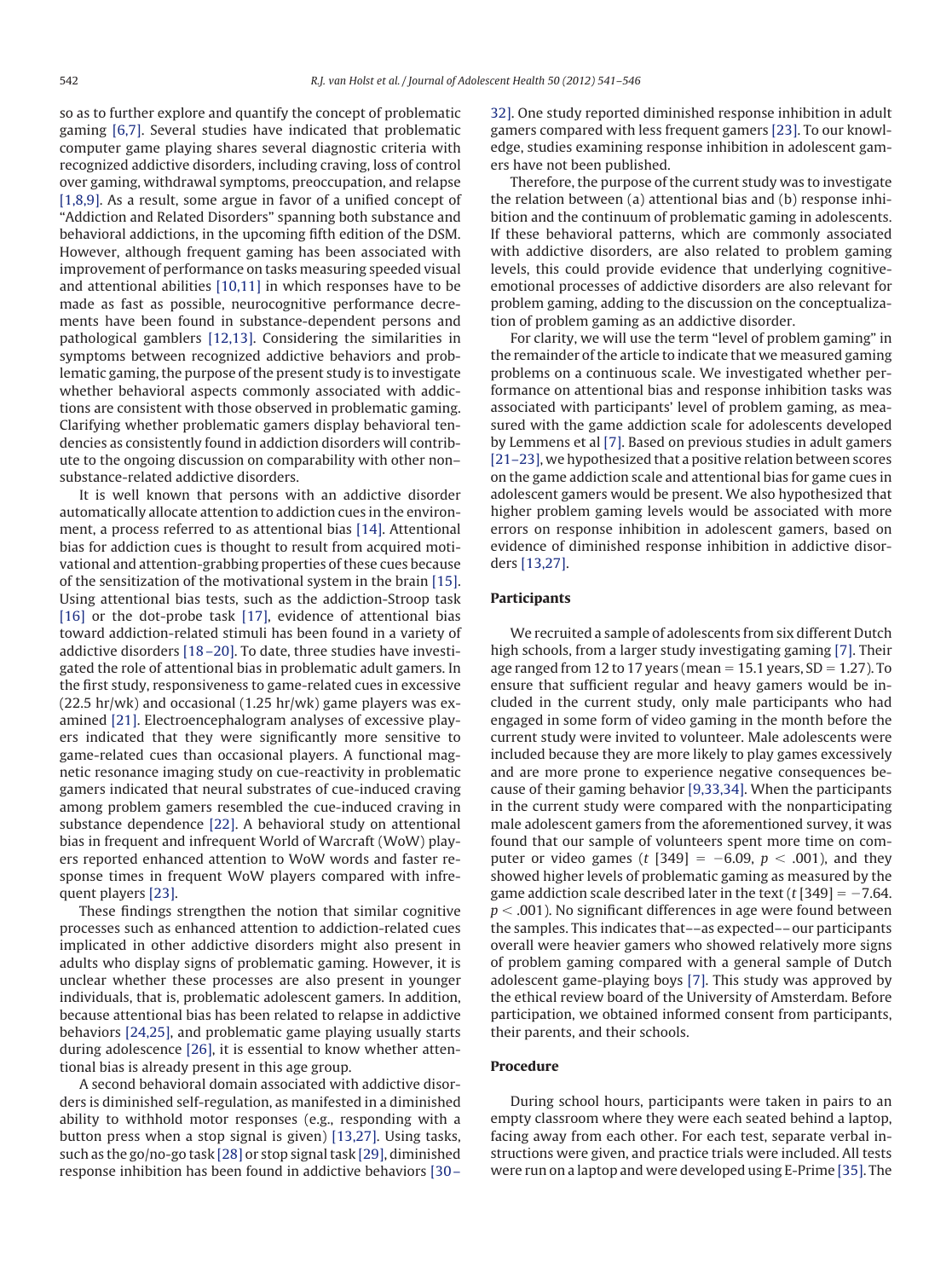so as to further explore and quantify the concept of problematic gaming [6,7]. Several studies have indicated that problematic computer game playing shares several diagnostic criteria with recognized addictive disorders, including craving, loss of control over gaming, withdrawal symptoms, preoccupation, and relapse [1,8,9]. As a result, some argue in favor of a unified concept of "Addiction and Related Disorders" spanning both substance and behavioral addictions, in the upcoming fifth edition of the DSM. However, although frequent gaming has been associated with improvement of performance on tasks measuring speeded visual and attentional abilities [10,11] in which responses have to be made as fast as possible, neurocognitive performance decrements have been found in substance-dependent persons and pathological gamblers [12,13]. Considering the similarities in symptoms between recognized addictive behaviors and problematic gaming, the purpose of the present study is to investigate whether behavioral aspects commonly associated with addictions are consistent with those observed in problematic gaming. Clarifying whether problematic gamers display behavioral tendencies as consistently found in addiction disorders will contribute to the ongoing discussion on comparability with other non–substance-related addictive disorders.

It is well known that persons with an addictive disorder automatically allocate attention to addiction cues in the environment, a process referred to as attentional bias [14]. Attentional bias for addiction cues is thought to result from acquired motivational and attention-grabbing properties of these cues because of the sensitization of the motivational system in the brain [15]. Using attentional bias tests, such as the addiction-Stroop task [16] or the dot-probe task [17], evidence of attentional bias toward addiction-related stimuli has been found in a variety of addictive disorders [18–20]. To date, three studies have investigated the role of attentional bias in problematic adult gamers. In the first study, responsiveness to game-related cues in excessive (22.5 hr/wk) and occasional (1.25 hr/wk) game players was examined [21]. Electroencephalogram analyses of excessive players indicated that they were significantly more sensitive to game-related cues than occasional players. A functional magnetic resonance imaging study on cue-reactivity in problematic gamers indicated that neural substrates of cue-induced craving among problem gamers resembled the cue-induced craving in substance dependence [22]. A behavioral study on attentional bias in frequent and infrequent World of Warcraft (WoW) players reported enhanced attention to WoW words and faster response times in frequent WoW players compared with infrequent players [23].

These findings strengthen the notion that similar cognitive processes such as enhanced attention to addiction-related cues implicated in other addictive disorders might also present in adults who display signs of problematic gaming. However, it is unclear whether these processes are also present in younger individuals, that is, problematic adolescent gamers. In addition, because attentional bias has been related to relapse in addictive behaviors [24,25], and problematic game playing usually starts during adolescence [26], it is essential to know whether attentional bias is already present in this age group.

A second behavioral domain associated with addictive disorders is diminished self-regulation, as manifested in a diminished ability to withhold motor responses (e.g., responding with a button press when a stop signal is given) [13,27]. Using tasks, such as the go/no-go task [28] or stop signal task [29], diminished response inhibition has been found in addictive behaviors [30–32]. One study reported diminished response inhibition in adult gamers compared with less frequent gamers [23]. To our knowledge, studies examining response inhibition in adolescent gamers have not been published.

Therefore, the purpose of the current study was to investigate the relation between (a) attentional bias and (b) response inhibition and the continuum of problematic gaming in adolescents. If these behavioral patterns, which are commonly associated with addictive disorders, are also related to problem gaming levels, this could provide evidence that underlying cognitive-emotional processes of addictive disorders are also relevant for problem gaming, adding to the discussion on the conceptualization of problem gaming as an addictive disorder.

For clarity, we will use the term "level of problem gaming" in the remainder of the article to indicate that we measured gaming problems on a continuous scale. We investigated whether performance on attentional bias and response inhibition tasks was associated with participants' level of problem gaming, as measured with the game addiction scale for adolescents developed by Lemmens et al [7]. Based on previous studies in adult gamers [21–23], we hypothesized that a positive relation between scores on the game addiction scale and attentional bias for game cues in adolescent gamers would be present. We also hypothesized that higher problem gaming levels would be associated with more errors on response inhibition in adolescent gamers, based on evidence of diminished response inhibition in addictive disorders [13,27].

## Participants

We recruited a sample of adolescents from six different Dutch high schools, from a larger study investigating gaming [7]. Their age ranged from 12 to 17 years (mean = 15.1 years, SD = 1.27). To ensure that sufficient regular and heavy gamers would be included in the current study, only male participants who had engaged in some form of video gaming in the month before the current study were invited to volunteer. Male adolescents were included because they are more likely to play games excessively and are more prone to experience negative consequences because of their gaming behavior [9,33,34]. When the participants in the current study were compared with the nonparticipating male adolescent gamers from the aforementioned survey, it was found that our sample of volunteers spent more time on computer or video games ($t$ [349] = −6.09, $p < .001$), and they showed higher levels of problematic gaming as measured by the game addiction scale described later in the text ($t$ [349] = −7.64, $p < .001$). No significant differences in age were found between the samples. This indicates that––as expected––our participants overall were heavier gamers who showed relatively more signs of problem gaming compared with a general sample of Dutch adolescent game-playing boys [7]. This study was approved by the ethical review board of the University of Amsterdam. Before participation, we obtained informed consent from participants, their parents, and their schools.

## Procedure

During school hours, participants were taken in pairs to an empty classroom where they were each seated behind a laptop, facing away from each other. For each test, separate verbal instructions were given, and practice trials were included. All tests were run on a laptop and were developed using E-Prime [35]. The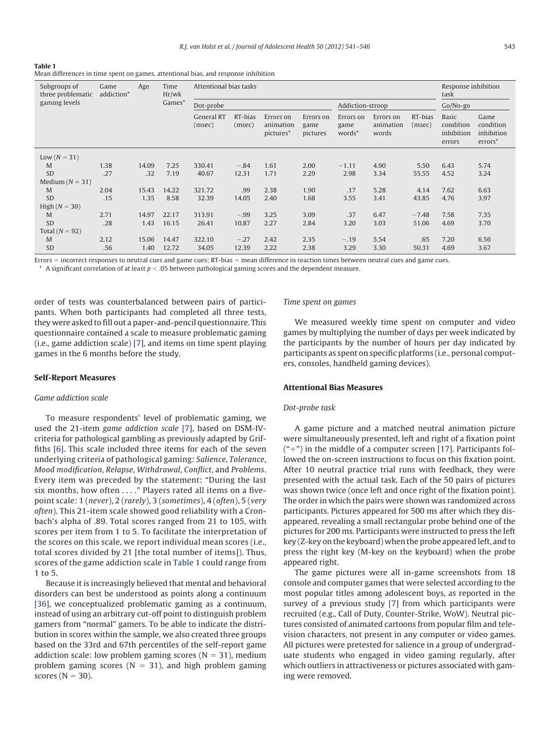**Table 1**
Mean differences in time spent on games, attentional bias, and response inhibition

| Subgroups of three problematic gaming levels | Game addiction* | Age | Time Hr/wk Games* | Attentional bias tasks | | | | | | | Response inhibition task | |
|---|---|---|---|---|---|---|---|---|---|---|---|---|
| | | | | Dot-probe | | | | Addiction-stroop | | | Go/No-go | |
| | | | | General RT (msec) | RT-bias (msec) | Errors on animation pictures* | Errors on game pictures | Errors on game words* | Errors on animation words | RT-bias (msec) | Basic condition inhibition errors | Game condition inhibition errors* |
| Low (N = 31) | | | | | | | | | | | | |
| M | 1.38 | 14.09 | 7.25 | 330.41 | −.84 | 1.61 | 2.00 | −1.11 | 4.90 | 5.50 | 6.43 | 5.74 |
| SD | .27 | .32 | 7.19 | 40.67 | 12.31 | 1.71 | 2.29 | 2.98 | 3.34 | 55.55 | 4.52 | 3.24 |
| Medium (N = 31) | | | | | | | | | | | | |
| M | 2.04 | 15.43 | 14.22 | 321.72 | .99 | 2.38 | 1.90 | .17 | 5.28 | 4.14 | 7.62 | 6.63 |
| SD | .15 | 1.35 | 8.58 | 32.39 | 14.05 | 2.40 | 1.68 | 3.55 | 3.41 | 43.85 | 4.76 | 3.97 |
| High (N = 30) | | | | | | | | | | | | |
| M | 2.71 | 14.97 | 22.17 | 313.91 | −.99 | 3.25 | 3.09 | .37 | 6.47 | −7.48 | 7.58 | 7.35 |
| SD | .28 | 1.43 | 16.15 | 26.41 | 10.87 | 2.27 | 2.84 | 3.20 | 3.03 | 51.06 | 4.69 | 3.70 |
| Total (N = 92) | | | | | | | | | | | | |
| M | 2.12 | 15.06 | 14.47 | 322.10 | −.27 | 2.42 | 2.35 | −.19 | 5.54 | .65 | 7.20 | 6.56 |
| SD | .56 | 1.40 | 12.72 | 34.05 | 12.39 | 2.22 | 2.38 | 3.29 | 3.30 | 50.31 | 4.69 | 3.67 |

Errors = incorrect responses to neutral cues and game cues; RT-bias = mean difference in reaction times between neutral cues and game cues.
* A significant correlation of at least $p < .05$ between pathological gaming scores and the dependent measure.

order of tests was counterbalanced between pairs of participants. When both participants had completed all three tests, they were asked to fill out a paper-and-pencil questionnaire. This questionnaire contained a scale to measure problematic gaming (i.e., game addiction scale) [7], and items on time spent playing games in the 6 months before the study.

## Self-Report Measures

### *Game addiction scale*

To measure respondents' level of problematic gaming, we used the 21-item *game addiction scale* [7], based on DSM-IV-criteria for pathological gambling as previously adapted by Griffiths [6]. This scale included three items for each of the seven underlying criteria of pathological gaming: *Salience, Tolerance, Mood modification, Relapse, Withdrawal, Conflict*, and *Problems*. Every item was preceded by the statement: "During the last six months, how often . . . ." Players rated all items on a five-point scale: 1 (*never*), 2 (*rarely*), 3 (*sometimes*), 4 (*often*), 5 (*very often*). This 21-item scale showed good reliability with a Cronbach's alpha of .89. Total scores ranged from 21 to 105, with scores per item from 1 to 5. To facilitate the interpretation of the scores on this scale, we report individual mean scores (i.e., total scores divided by 21 [the total number of items]). Thus, scores of the game addiction scale in Table 1 could range from 1 to 5.

Because it is increasingly believed that mental and behavioral disorders can best be understood as points along a continuum [36], we conceptualized problematic gaming as a continuum, instead of using an arbitrary cut-off point to distinguish problem gamers from "normal" gamers. To be able to indicate the distribution in scores within the sample, we also created three groups based on the 33rd and 67th percentiles of the self-report game addiction scale: low problem gaming scores (N = 31), medium problem gaming scores (N = 31), and high problem gaming scores (N = 30).

### *Time spent on games*

We measured weekly time spent on computer and video games by multiplying the number of days per week indicated by the participants by the number of hours per day indicated by participants as spent on specific platforms (i.e., personal computers, consoles, handheld gaming devices).

## Attentional Bias Measures

### *Dot-probe task*

A game picture and a matched neutral animation picture were simultaneously presented, left and right of a fixation point ("+") in the middle of a computer screen [17]. Participants followed the on-screen instructions to focus on this fixation point. After 10 neutral practice trial runs with feedback, they were presented with the actual task. Each of the 50 pairs of pictures was shown twice (once left and once right of the fixation point). The order in which the pairs were shown was randomized across participants. Pictures appeared for 500 ms after which they disappeared, revealing a small rectangular probe behind one of the pictures for 200 ms. Participants were instructed to press the left key (Z-key on the keyboard) when the probe appeared left, and to press the right key (M-key on the keyboard) when the probe appeared right.

The game pictures were all in-game screenshots from 18 console and computer games that were selected according to the most popular titles among adolescent boys, as reported in the survey of a previous study [7] from which participants were recruited (e.g., Call of Duty, Counter-Strike, WoW). Neutral pictures consisted of animated cartoons from popular film and television characters, not present in any computer or video games. All pictures were pretested for salience in a group of undergraduate students who engaged in video gaming regularly, after which outliers in attractiveness or pictures associated with gaming were removed.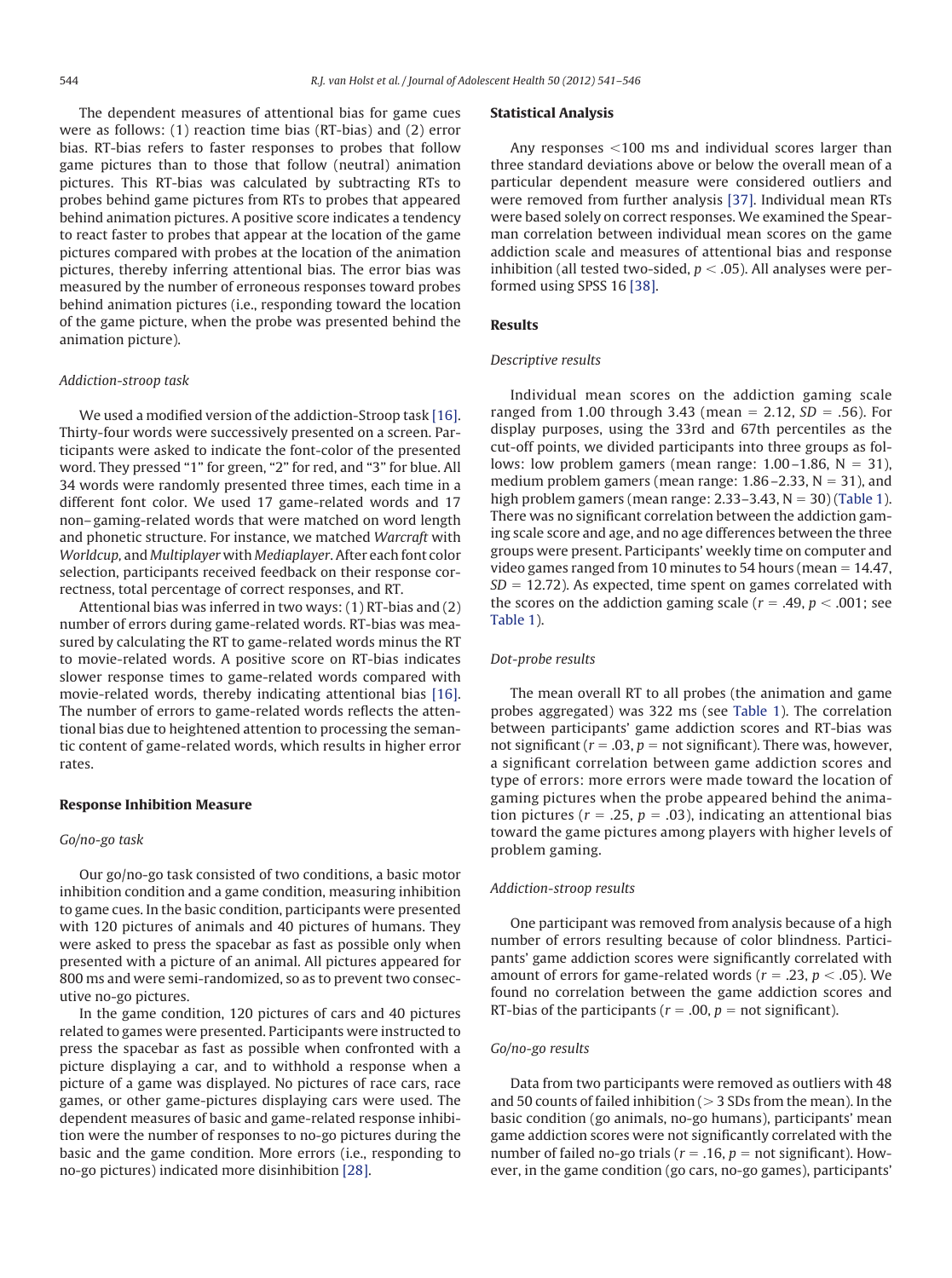The dependent measures of attentional bias for game cues were as follows: (1) reaction time bias (RT-bias) and (2) error bias. RT-bias refers to faster responses to probes that follow game pictures than to those that follow (neutral) animation pictures. This RT-bias was calculated by subtracting RTs to probes behind game pictures from RTs to probes that appeared behind animation pictures. A positive score indicates a tendency to react faster to probes that appear at the location of the game pictures compared with probes at the location of the animation pictures, thereby inferring attentional bias. The error bias was measured by the number of erroneous responses toward probes behind animation pictures (i.e., responding toward the location of the game picture, when the probe was presented behind the animation picture).

### *Addiction-stroop task*

We used a modified version of the addiction-Stroop task [16]. Thirty-four words were successively presented on a screen. Participants were asked to indicate the font-color of the presented word. They pressed "1" for green, "2" for red, and "3" for blue. All 34 words were randomly presented three times, each time in a different font color. We used 17 game-related words and 17 non–gaming-related words that were matched on word length and phonetic structure. For instance, we matched *Warcraft* with *Worldcup*, and *Multiplayer* with *Mediaplayer*. After each font color selection, participants received feedback on their response correctness, total percentage of correct responses, and RT.

Attentional bias was inferred in two ways: (1) RT-bias and (2) number of errors during game-related words. RT-bias was measured by calculating the RT to game-related words minus the RT to movie-related words. A positive score on RT-bias indicates slower response times to game-related words compared with movie-related words, thereby indicating attentional bias [16]. The number of errors to game-related words reflects the attentional bias due to heightened attention to processing the semantic content of game-related words, which results in higher error rates.

## Response Inhibition Measure

### *Go/no-go task*

Our go/no-go task consisted of two conditions, a basic motor inhibition condition and a game condition, measuring inhibition to game cues. In the basic condition, participants were presented with 120 pictures of animals and 40 pictures of humans. They were asked to press the spacebar as fast as possible only when presented with a picture of an animal. All pictures appeared for 800 ms and were semi-randomized, so as to prevent two consecutive no-go pictures.

In the game condition, 120 pictures of cars and 40 pictures related to games were presented. Participants were instructed to press the spacebar as fast as possible when confronted with a picture displaying a car, and to withhold a response when a picture of a game was displayed. No pictures of race cars, race games, or other game-pictures displaying cars were used. The dependent measures of basic and game-related response inhibition were the number of responses to no-go pictures during the basic and the game condition. More errors (i.e., responding to no-go pictures) indicated more disinhibition [28].

## Statistical Analysis

Any responses <100 ms and individual scores larger than three standard deviations above or below the overall mean of a particular dependent measure were considered outliers and were removed from further analysis [37]. Individual mean RTs were based solely on correct responses. We examined the Spearman correlation between individual mean scores on the game addiction scale and measures of attentional bias and response inhibition (all tested two-sided, $p < .05$). All analyses were performed using SPSS 16 [38].

## Results

### *Descriptive results*

Individual mean scores on the addiction gaming scale ranged from 1.00 through 3.43 (mean = 2.12, $SD$ = .56). For display purposes, using the 33rd and 67th percentiles as the cut-off points, we divided participants into three groups as follows: low problem gamers (mean range: 1.00–1.86, N = 31), medium problem gamers (mean range: 1.86–2.33, N = 31), and high problem gamers (mean range: 2.33–3.43, N = 30) (Table 1). There was no significant correlation between the addiction gaming scale score and age, and no age differences between the three groups were present. Participants' weekly time on computer and video games ranged from 10 minutes to 54 hours (mean = 14.47, $SD$ = 12.72). As expected, time spent on games correlated with the scores on the addiction gaming scale ($r$ = .49, $p < .001$; see Table 1).

### *Dot-probe results*

The mean overall RT to all probes (the animation and game probes aggregated) was 322 ms (see Table 1). The correlation between participants' game addiction scores and RT-bias was not significant ($r$ = .03, $p$ = not significant). There was, however, a significant correlation between game addiction scores and type of errors: more errors were made toward the location of gaming pictures when the probe appeared behind the animation pictures ($r$ = .25, $p$ = .03), indicating an attentional bias toward the game pictures among players with higher levels of problem gaming.

### *Addiction-stroop results*

One participant was removed from analysis because of a high number of errors resulting because of color blindness. Participants' game addiction scores were significantly correlated with amount of errors for game-related words ($r$ = .23, $p < .05$). We found no correlation between the game addiction scores and RT-bias of the participants ($r$ = .00, $p$ = not significant).

### *Go/no-go results*

Data from two participants were removed as outliers with 48 and 50 counts of failed inhibition (> 3 SDs from the mean). In the basic condition (go animals, no-go humans), participants' mean game addiction scores were not significantly correlated with the number of failed no-go trials ($r$ = .16, $p$ = not significant). However, in the game condition (go cars, no-go games), participants'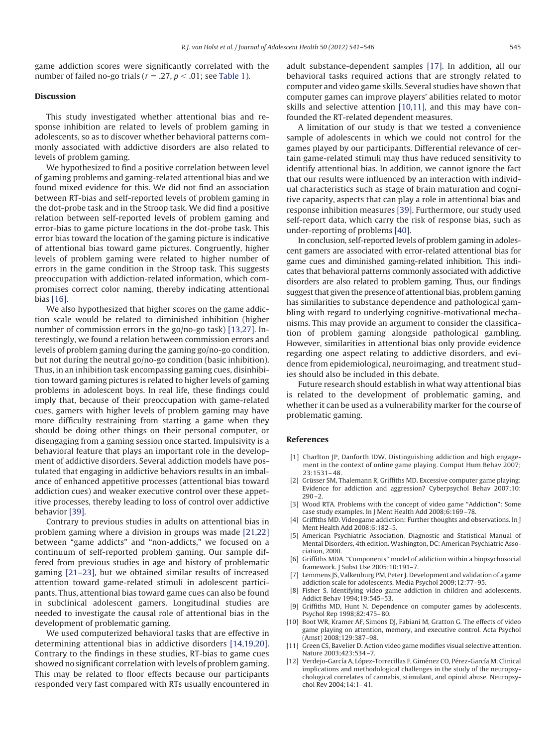game addiction scores were significantly correlated with the number of failed no-go trials ($r = .27$, $p < .01$; see Table 1).

## Discussion

This study investigated whether attentional bias and response inhibition are related to levels of problem gaming in adolescents, so as to discover whether behavioral patterns commonly associated with addictive disorders are also related to levels of problem gaming.

We hypothesized to find a positive correlation between level of gaming problems and gaming-related attentional bias and we found mixed evidence for this. We did not find an association between RT-bias and self-reported levels of problem gaming in the dot-probe task and in the Stroop task. We did find a positive relation between self-reported levels of problem gaming and error-bias to game picture locations in the dot-probe task. This error bias toward the location of the gaming picture is indicative of attentional bias toward game pictures. Congruently, higher levels of problem gaming were related to higher number of errors in the game condition in the Stroop task. This suggests preoccupation with addiction-related information, which compromises correct color naming, thereby indicating attentional bias [16].

We also hypothesized that higher scores on the game addiction scale would be related to diminished inhibition (higher number of commission errors in the go/no-go task) [13,27]. Interestingly, we found a relation between commission errors and levels of problem gaming during the gaming go/no-go condition, but not during the neutral go/no-go condition (basic inhibition). Thus, in an inhibition task encompassing gaming cues, disinhibition toward gaming pictures is related to higher levels of gaming problems in adolescent boys. In real life, these findings could imply that, because of their preoccupation with game-related cues, gamers with higher levels of problem gaming may have more difficulty restraining from starting a game when they should be doing other things on their personal computer, or disengaging from a gaming session once started. Impulsivity is a behavioral feature that plays an important role in the development of addictive disorders. Several addiction models have postulated that engaging in addictive behaviors results in an imbalance of enhanced appetitive processes (attentional bias toward addiction cues) and weaker executive control over these appetitive processes, thereby leading to loss of control over addictive behavior [39].

Contrary to previous studies in adults on attentional bias in problem gaming where a division in groups was made [21,22] between "game addicts" and "non-addicts," we focused on a continuum of self-reported problem gaming. Our sample differed from previous studies in age and history of problematic gaming [21–23], but we obtained similar results of increased attention toward game-related stimuli in adolescent participants. Thus, attentional bias toward game cues can also be found in subclinical adolescent gamers. Longitudinal studies are needed to investigate the causal role of attentional bias in the development of problematic gaming.

We used computerized behavioral tasks that are effective in determining attentional bias in addictive disorders [14,19,20]. Contrary to the findings in these studies, RT-bias to game cues showed no significant correlation with levels of problem gaming. This may be related to floor effects because our participants responded very fast compared with RTs usually encountered in adult substance-dependent samples [17]. In addition, all our behavioral tasks required actions that are strongly related to computer and video game skills. Several studies have shown that computer games can improve players' abilities related to motor skills and selective attention [10,11], and this may have confounded the RT-related dependent measures.

A limitation of our study is that we tested a convenience sample of adolescents in which we could not control for the games played by our participants. Differential relevance of certain game-related stimuli may thus have reduced sensitivity to identify attentional bias. In addition, we cannot ignore the fact that our results were influenced by an interaction with individual characteristics such as stage of brain maturation and cognitive capacity, aspects that can play a role in attentional bias and response inhibition measures [39]. Furthermore, our study used self-report data, which carry the risk of response bias, such as under-reporting of problems [40].

In conclusion, self-reported levels of problem gaming in adolescent gamers are associated with error-related attentional bias for game cues and diminished gaming-related inhibition. This indicates that behavioral patterns commonly associated with addictive disorders are also related to problem gaming. Thus, our findings suggest that given the presence of attentional bias, problem gaming has similarities to substance dependence and pathological gambling with regard to underlying cognitive-motivational mechanisms. This may provide an argument to consider the classification of problem gaming alongside pathological gambling. However, similarities in attentional bias only provide evidence regarding one aspect relating to addictive disorders, and evidence from epidemiological, neuroimaging, and treatment studies should also be included in this debate.

Future research should establish in what way attentional bias is related to the development of problematic gaming, and whether it can be used as a vulnerability marker for the course of problematic gaming.

## References

[1] Charlton JP, Danforth IDW. Distinguishing addiction and high engagement in the context of online game playing. Comput Hum Behav 2007;23:1531–48.

[2] Grüsser SM, Thalemann R, Griffiths MD. Excessive computer game playing: Evidence for addiction and aggression? Cyberpsychol Behav 2007;10:290–2.

[3] Wood RTA. Problems with the concept of video game "Addiction": Some case study examples. In J Ment Health Add 2008;6:169–78.

[4] Griffiths MD. Videogame addiction: Further thoughts and observations. In J Ment Health Add 2008;6:182–5.

[5] American Psychiatric Association. Diagnostic and Statistical Manual of Mental Disorders, 4th edition. Washington, DC: American Psychiatric Association, 2000.

[6] Griffiths MDA. "Components" model of addiction within a biopsychosocial framework. J Subst Use 2005;10:191–7.

[7] Lemmens JS, Valkenburg PM, Peter J. Development and validation of a game addiction scale for adolescents. Media Psychol 2009;12:77–95.

[8] Fisher S. Identifying video game addiction in children and adolescents. Addict Behav 1994;19:545–53.

[9] Griffiths MD, Hunt N. Dependence on computer games by adolescents. Psychol Rep 1998;82:475–80.

[10] Boot WR, Kramer AF, Simons DJ, Fabiani M, Gratton G. The effects of video game playing on attention, memory, and executive control. Acta Psychol (Amst) 2008;129:387–98.

[11] Green CS, Bavelier D. Action video game modifies visual selective attention. Nature 2003;423:534–7.

[12] Verdejo-García A, López-Torrecillas F, Giménez CO, Pérez-García M. Clinical implications and methodological challenges in the study of the neuropsychological correlates of cannabis, stimulant, and opioid abuse. Neuropsychol Rev 2004;14:1–41.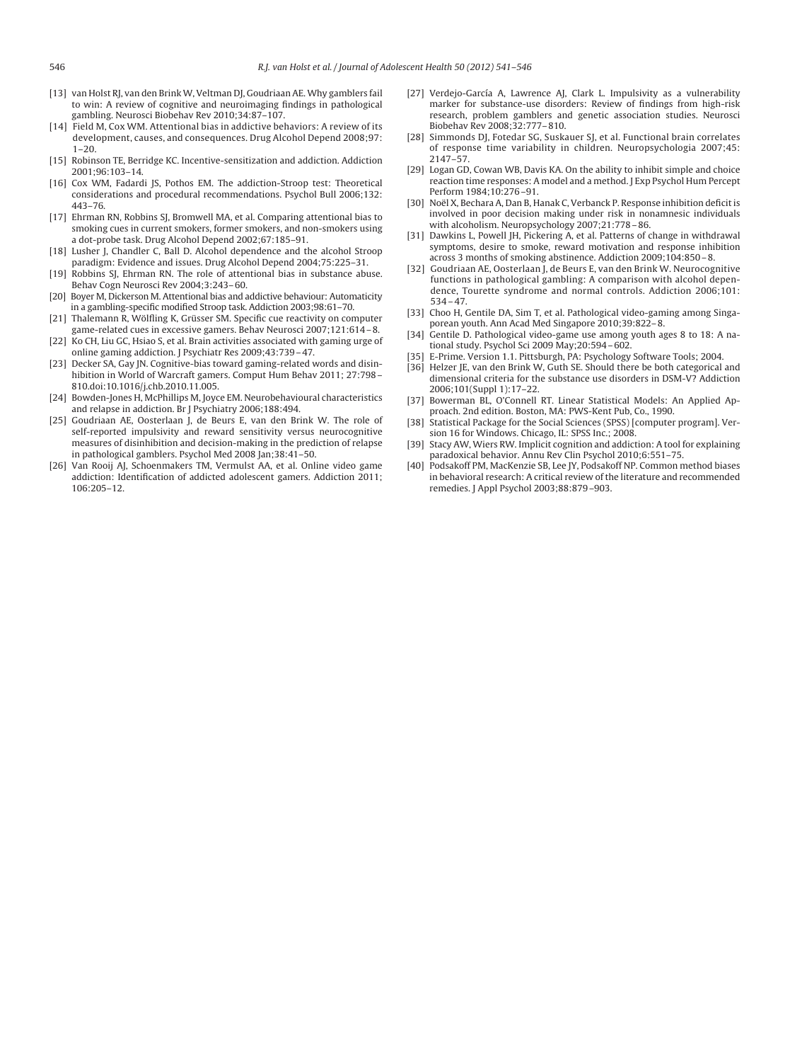[13] van Holst RJ, van den Brink W, Veltman DJ, Goudriaan AE. Why gamblers fail to win: A review of cognitive and neuroimaging findings in pathological gambling. Neurosci Biobehav Rev 2010;34:87–107.

[14] Field M, Cox WM. Attentional bias in addictive behaviors: A review of its development, causes, and consequences. Drug Alcohol Depend 2008;97: 1–20.

[15] Robinson TE, Berridge KC. Incentive-sensitization and addiction. Addiction 2001;96:103–14.

[16] Cox WM, Fadardi JS, Pothos EM. The addiction-Stroop test: Theoretical considerations and procedural recommendations. Psychol Bull 2006;132: 443–76.

[17] Ehrman RN, Robbins SJ, Bromwell MA, et al. Comparing attentional bias to smoking cues in current smokers, former smokers, and non-smokers using a dot-probe task. Drug Alcohol Depend 2002;67:185–91.

[18] Lusher J, Chandler C, Ball D. Alcohol dependence and the alcohol Stroop paradigm: Evidence and issues. Drug Alcohol Depend 2004;75:225–31.

[19] Robbins SJ, Ehrman RN. The role of attentional bias in substance abuse. Behav Cogn Neurosci Rev 2004;3:243–60.

[20] Boyer M, Dickerson M. Attentional bias and addictive behaviour: Automaticity in a gambling-specific modified Stroop task. Addiction 2003;98:61–70.

[21] Thalemann R, Wölfling K, Grüsser SM. Specific cue reactivity on computer game-related cues in excessive gamers. Behav Neurosci 2007;121:614–8.

[22] Ko CH, Liu GC, Hsiao S, et al. Brain activities associated with gaming urge of online gaming addiction. J Psychiatr Res 2009;43:739–47.

[23] Decker SA, Gay JN. Cognitive-bias toward gaming-related words and disinhibition in World of Warcraft gamers. Comput Hum Behav 2011; 27:798–810.doi:10.1016/j.chb.2010.11.005.

[24] Bowden-Jones H, McPhillips M, Joyce EM. Neurobehavioural characteristics and relapse in addiction. Br J Psychiatry 2006;188:494.

[25] Goudriaan AE, Oosterlaan J, de Beurs E, van den Brink W. The role of self-reported impulsivity and reward sensitivity versus neurocognitive measures of disinhibition and decision-making in the prediction of relapse in pathological gamblers. Psychol Med 2008 Jan;38:41–50.

[26] Van Rooij AJ, Schoenmakers TM, Vermulst AA, et al. Online video game addiction: Identification of addicted adolescent gamers. Addiction 2011; 106:205–12.

[27] Verdejo-García A, Lawrence AJ, Clark L. Impulsivity as a vulnerability marker for substance-use disorders: Review of findings from high-risk research, problem gamblers and genetic association studies. Neurosci Biobehav Rev 2008;32:777–810.

[28] Simmonds DJ, Fotedar SG, Suskauer SJ, et al. Functional brain correlates of response time variability in children. Neuropsychologia 2007;45: 2147–57.

[29] Logan GD, Cowan WB, Davis KA. On the ability to inhibit simple and choice reaction time responses: A model and a method. J Exp Psychol Hum Percept Perform 1984;10:276–91.

[30] Noël X, Bechara A, Dan B, Hanak C, Verbanck P. Response inhibition deficit is involved in poor decision making under risk in nonamnesic individuals with alcoholism. Neuropsychology 2007;21:778–86.

[31] Dawkins L, Powell JH, Pickering A, et al. Patterns of change in withdrawal symptoms, desire to smoke, reward motivation and response inhibition across 3 months of smoking abstinence. Addiction 2009;104:850–8.

[32] Goudriaan AE, Oosterlaan J, de Beurs E, van den Brink W. Neurocognitive functions in pathological gambling: A comparison with alcohol dependence, Tourette syndrome and normal controls. Addiction 2006;101: 534–47.

[33] Choo H, Gentile DA, Sim T, et al. Pathological video-gaming among Singaporean youth. Ann Acad Med Singapore 2010;39:822–8.

[34] Gentile D. Pathological video-game use among youth ages 8 to 18: A national study. Psychol Sci 2009 May;20:594–602.

[35] E-Prime. Version 1.1. Pittsburgh, PA: Psychology Software Tools; 2004.

[36] Helzer JE, van den Brink W, Guth SE. Should there be both categorical and dimensional criteria for the substance use disorders in DSM-V? Addiction 2006;101(Suppl 1):17–22.

[37] Bowerman BL, O'Connell RT. Linear Statistical Models: An Applied Approach. 2nd edition. Boston, MA: PWS-Kent Pub, Co., 1990.

[38] Statistical Package for the Social Sciences (SPSS) [computer program]. Version 16 for Windows. Chicago, IL: SPSS Inc.; 2008.

[39] Stacy AW, Wiers RW. Implicit cognition and addiction: A tool for explaining paradoxical behavior. Annu Rev Clin Psychol 2010;6:551–75.

[40] Podsakoff PM, MacKenzie SB, Lee JY, Podsakoff NP. Common method biases in behavioral research: A critical review of the literature and recommended remedies. J Appl Psychol 2003;88:879–903.